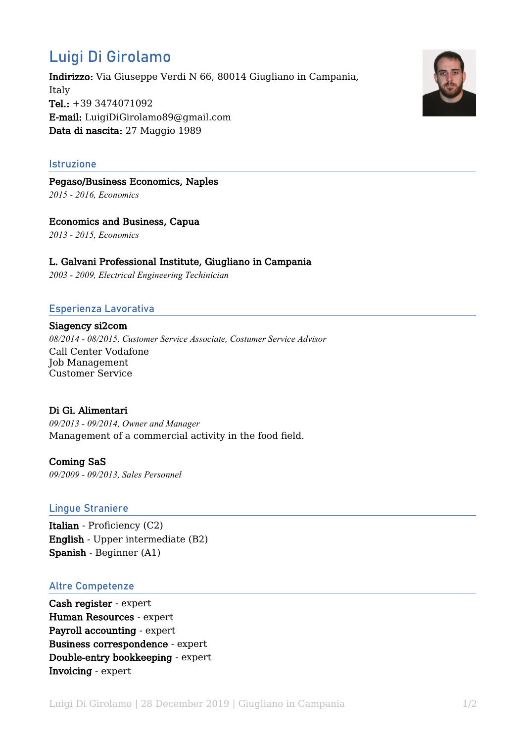# Luigi Di Girolamo

**Indirizzo:** Via Giuseppe Verdi N 66, 80014 Giugliano in Campania, Italy
**Tel.:** +39 3474071092
**E-mail:** LuigiDiGirolamo89@gmail.com
**Data di nascita:** 27 Maggio 1989

## Istruzione

**Pegaso/Business Economics, Naples**
*2015 - 2016, Economics*

**Economics and Business, Capua**
*2013 - 2015, Economics*

**L. Galvani Professional Institute, Giugliano in Campania**
*2003 - 2009, Electrical Engineering Techinician*

## Esperienza Lavorativa

**Siagency si2com**
*08/2014 - 08/2015, Customer Service Associate, Costumer Service Advisor*
Call Center Vodafone
Job Management
Customer Service

**Di Gi. Alimentari**
*09/2013 - 09/2014, Owner and Manager*
Management of a commercial activity in the food field.

**Coming SaS**
*09/2009 - 09/2013, Sales Personnel*

## Lingue Straniere

**Italian** - Proficiency (C2)
**English** - Upper intermediate (B2)
**Spanish** - Beginner (A1)

## Altre Competenze

**Cash register** - expert
**Human Resources** - expert
**Payroll accounting** - expert
**Business correspondence** - expert
**Double-entry bookkeeping** - expert
**Invoicing** - expert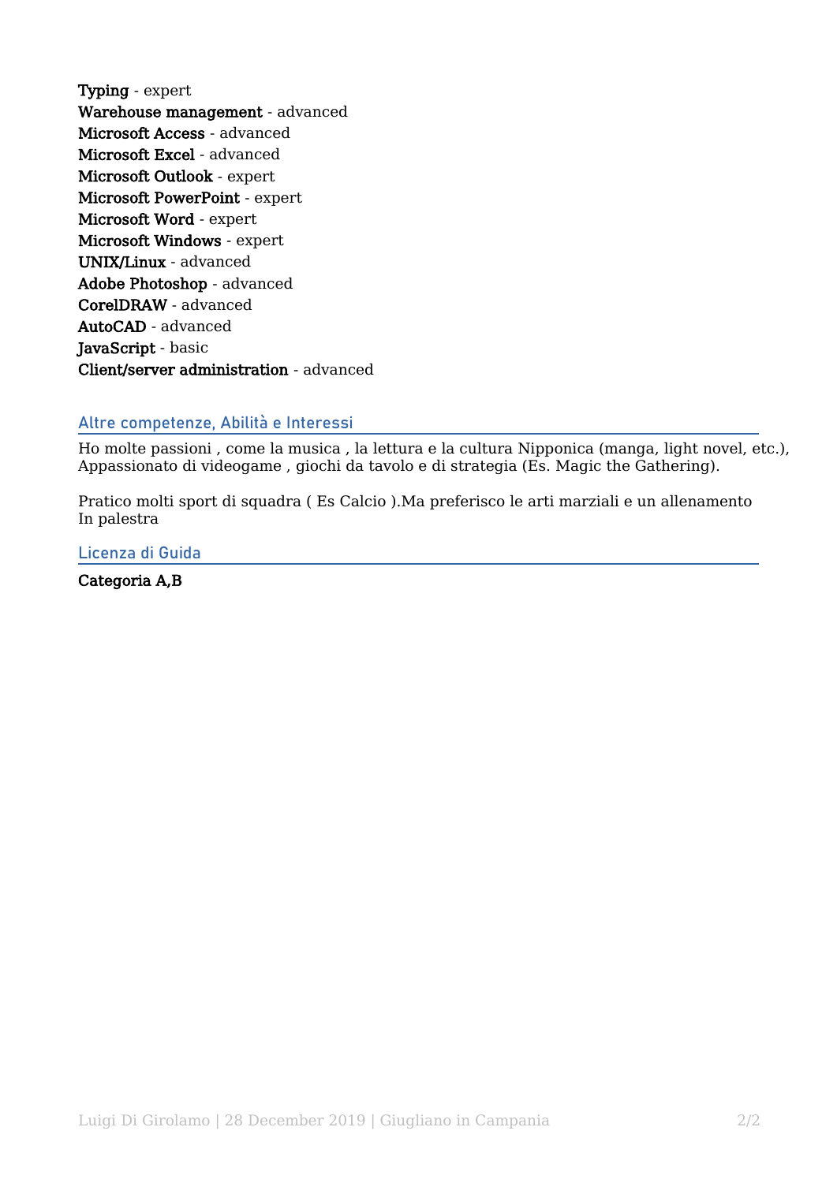**Typing** - expert
**Warehouse management** - advanced
**Microsoft Access** - advanced
**Microsoft Excel** - advanced
**Microsoft Outlook** - expert
**Microsoft PowerPoint** - expert
**Microsoft Word** - expert
**Microsoft Windows** - expert
**UNIX/Linux** - advanced
**Adobe Photoshop** - advanced
**CorelDRAW** - advanced
**AutoCAD** - advanced
**JavaScript** - basic
**Client/server administration** - advanced

## Altre competenze, Abilità e Interessi

Ho molte passioni , come la musica , la lettura e la cultura Nipponica (manga, light novel, etc.), Appassionato di videogame , giochi da tavolo e di strategia (Es. Magic the Gathering).

Pratico molti sport di squadra ( Es Calcio ).Ma preferisco le arti marziali e un allenamento In palestra

## Licenza di Guida

**Categoria A,B**